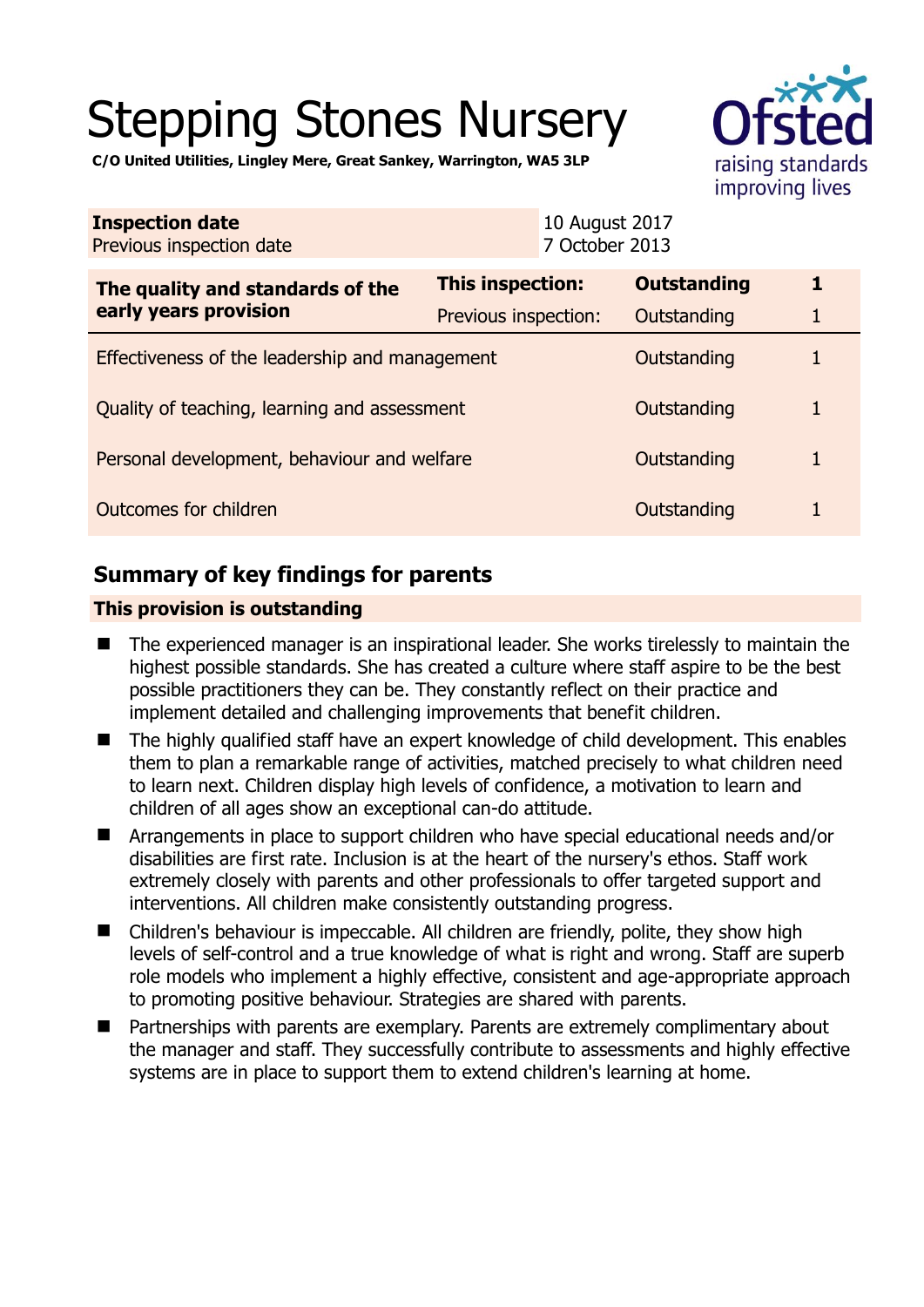# Stepping Stones Nursery

**C/O United Utilities, Lingley Mere, Great Sankey, Warrington, WA5 3LP**

| **Inspection date** | 10 August 2017 |
|---|---|
| Previous inspection date | 7 October 2013 |

| **The quality and standards of the early years provision** | **This inspection:** | **Outstanding** | **1** |
|---|---|---|---|
| | Previous inspection: | Outstanding | 1 |
| Effectiveness of the leadership and management | | Outstanding | 1 |
| Quality of teaching, learning and assessment | | Outstanding | 1 |
| Personal development, behaviour and welfare | | Outstanding | 1 |
| Outcomes for children | | Outstanding | 1 |

## Summary of key findings for parents

**This provision is outstanding**

- The experienced manager is an inspirational leader. She works tirelessly to maintain the highest possible standards. She has created a culture where staff aspire to be the best possible practitioners they can be. They constantly reflect on their practice and implement detailed and challenging improvements that benefit children.
- The highly qualified staff have an expert knowledge of child development. This enables them to plan a remarkable range of activities, matched precisely to what children need to learn next. Children display high levels of confidence, a motivation to learn and children of all ages show an exceptional can-do attitude.
- Arrangements in place to support children who have special educational needs and/or disabilities are first rate. Inclusion is at the heart of the nursery's ethos. Staff work extremely closely with parents and other professionals to offer targeted support and interventions. All children make consistently outstanding progress.
- Children's behaviour is impeccable. All children are friendly, polite, they show high levels of self-control and a true knowledge of what is right and wrong. Staff are superb role models who implement a highly effective, consistent and age-appropriate approach to promoting positive behaviour. Strategies are shared with parents.
- Partnerships with parents are exemplary. Parents are extremely complimentary about the manager and staff. They successfully contribute to assessments and highly effective systems are in place to support them to extend children's learning at home.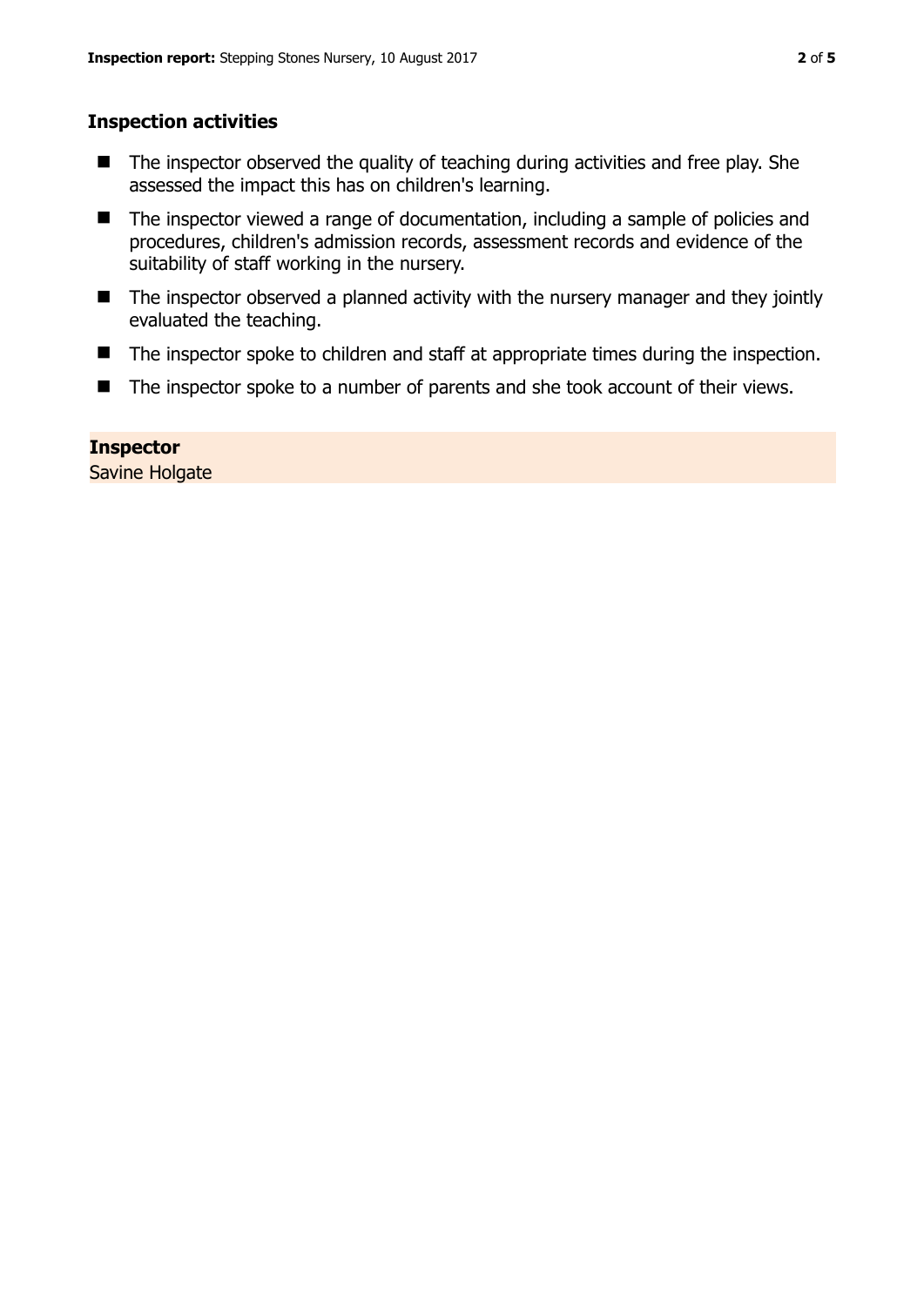## Inspection activities

- The inspector observed the quality of teaching during activities and free play. She assessed the impact this has on children's learning.
- The inspector viewed a range of documentation, including a sample of policies and procedures, children's admission records, assessment records and evidence of the suitability of staff working in the nursery.
- The inspector observed a planned activity with the nursery manager and they jointly evaluated the teaching.
- The inspector spoke to children and staff at appropriate times during the inspection.
- The inspector spoke to a number of parents and she took account of their views.

**Inspector**
Savine Holgate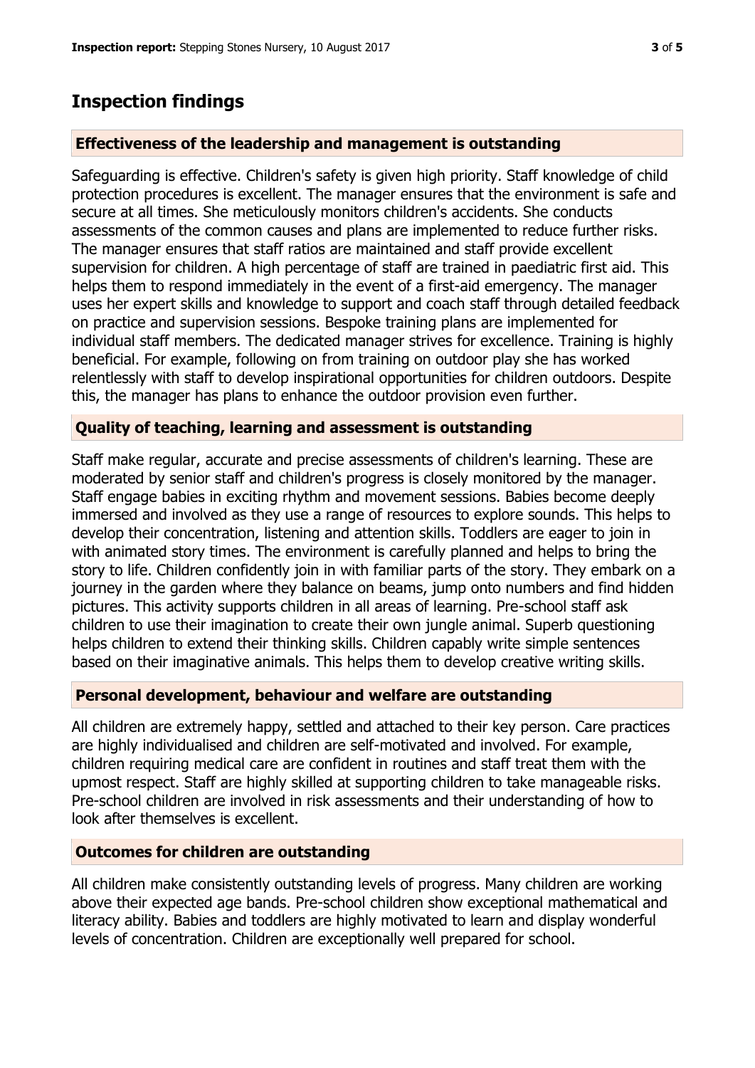# Inspection findings

### Effectiveness of the leadership and management is outstanding

Safeguarding is effective. Children's safety is given high priority. Staff knowledge of child protection procedures is excellent. The manager ensures that the environment is safe and secure at all times. She meticulously monitors children's accidents. She conducts assessments of the common causes and plans are implemented to reduce further risks. The manager ensures that staff ratios are maintained and staff provide excellent supervision for children. A high percentage of staff are trained in paediatric first aid. This helps them to respond immediately in the event of a first-aid emergency. The manager uses her expert skills and knowledge to support and coach staff through detailed feedback on practice and supervision sessions. Bespoke training plans are implemented for individual staff members. The dedicated manager strives for excellence. Training is highly beneficial. For example, following on from training on outdoor play she has worked relentlessly with staff to develop inspirational opportunities for children outdoors. Despite this, the manager has plans to enhance the outdoor provision even further.

### Quality of teaching, learning and assessment is outstanding

Staff make regular, accurate and precise assessments of children's learning. These are moderated by senior staff and children's progress is closely monitored by the manager. Staff engage babies in exciting rhythm and movement sessions. Babies become deeply immersed and involved as they use a range of resources to explore sounds. This helps to develop their concentration, listening and attention skills. Toddlers are eager to join in with animated story times. The environment is carefully planned and helps to bring the story to life. Children confidently join in with familiar parts of the story. They embark on a journey in the garden where they balance on beams, jump onto numbers and find hidden pictures. This activity supports children in all areas of learning. Pre-school staff ask children to use their imagination to create their own jungle animal. Superb questioning helps children to extend their thinking skills. Children capably write simple sentences based on their imaginative animals. This helps them to develop creative writing skills.

### Personal development, behaviour and welfare are outstanding

All children are extremely happy, settled and attached to their key person. Care practices are highly individualised and children are self-motivated and involved. For example, children requiring medical care are confident in routines and staff treat them with the upmost respect. Staff are highly skilled at supporting children to take manageable risks. Pre-school children are involved in risk assessments and their understanding of how to look after themselves is excellent.

### Outcomes for children are outstanding

All children make consistently outstanding levels of progress. Many children are working above their expected age bands. Pre-school children show exceptional mathematical and literacy ability. Babies and toddlers are highly motivated to learn and display wonderful levels of concentration. Children are exceptionally well prepared for school.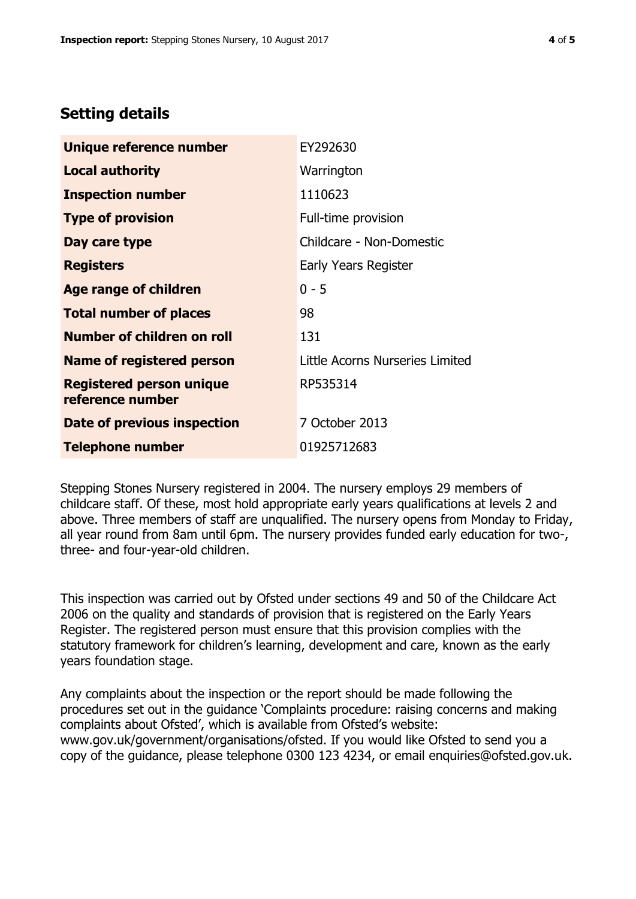## Setting details

| | |
|---|---|
| **Unique reference number** | EY292630 |
| **Local authority** | Warrington |
| **Inspection number** | 1110623 |
| **Type of provision** | Full-time provision |
| **Day care type** | Childcare - Non-Domestic |
| **Registers** | Early Years Register |
| **Age range of children** | 0 - 5 |
| **Total number of places** | 98 |
| **Number of children on roll** | 131 |
| **Name of registered person** | Little Acorns Nurseries Limited |
| **Registered person unique reference number** | RP535314 |
| **Date of previous inspection** | 7 October 2013 |
| **Telephone number** | 01925712683 |

Stepping Stones Nursery registered in 2004. The nursery employs 29 members of childcare staff. Of these, most hold appropriate early years qualifications at levels 2 and above. Three members of staff are unqualified. The nursery opens from Monday to Friday, all year round from 8am until 6pm. The nursery provides funded early education for two-, three- and four-year-old children.

This inspection was carried out by Ofsted under sections 49 and 50 of the Childcare Act 2006 on the quality and standards of provision that is registered on the Early Years Register. The registered person must ensure that this provision complies with the statutory framework for children's learning, development and care, known as the early years foundation stage.

Any complaints about the inspection or the report should be made following the procedures set out in the guidance 'Complaints procedure: raising concerns and making complaints about Ofsted', which is available from Ofsted's website: www.gov.uk/government/organisations/ofsted. If you would like Ofsted to send you a copy of the guidance, please telephone 0300 123 4234, or email enquiries@ofsted.gov.uk.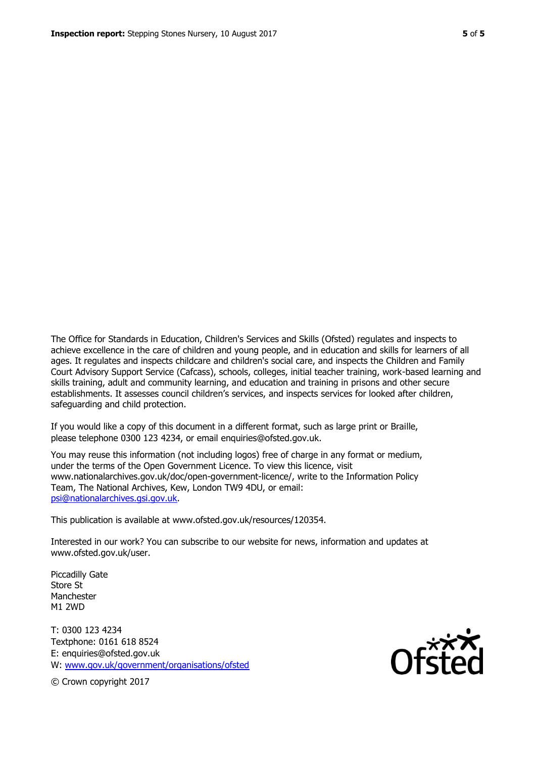The Office for Standards in Education, Children's Services and Skills (Ofsted) regulates and inspects to achieve excellence in the care of children and young people, and in education and skills for learners of all ages. It regulates and inspects childcare and children's social care, and inspects the Children and Family Court Advisory Support Service (Cafcass), schools, colleges, initial teacher training, work-based learning and skills training, adult and community learning, and education and training in prisons and other secure establishments. It assesses council children's services, and inspects services for looked after children, safeguarding and child protection.

If you would like a copy of this document in a different format, such as large print or Braille, please telephone 0300 123 4234, or email enquiries@ofsted.gov.uk.

You may reuse this information (not including logos) free of charge in any format or medium, under the terms of the Open Government Licence. To view this licence, visit www.nationalarchives.gov.uk/doc/open-government-licence/, write to the Information Policy Team, The National Archives, Kew, London TW9 4DU, or email: psi@nationalarchives.gsi.gov.uk.

This publication is available at www.ofsted.gov.uk/resources/120354.

Interested in our work? You can subscribe to our website for news, information and updates at www.ofsted.gov.uk/user.

Piccadilly Gate
Store St
Manchester
M1 2WD

T: 0300 123 4234
Textphone: 0161 618 8524
E: enquiries@ofsted.gov.uk
W: www.gov.uk/government/organisations/ofsted

© Crown copyright 2017